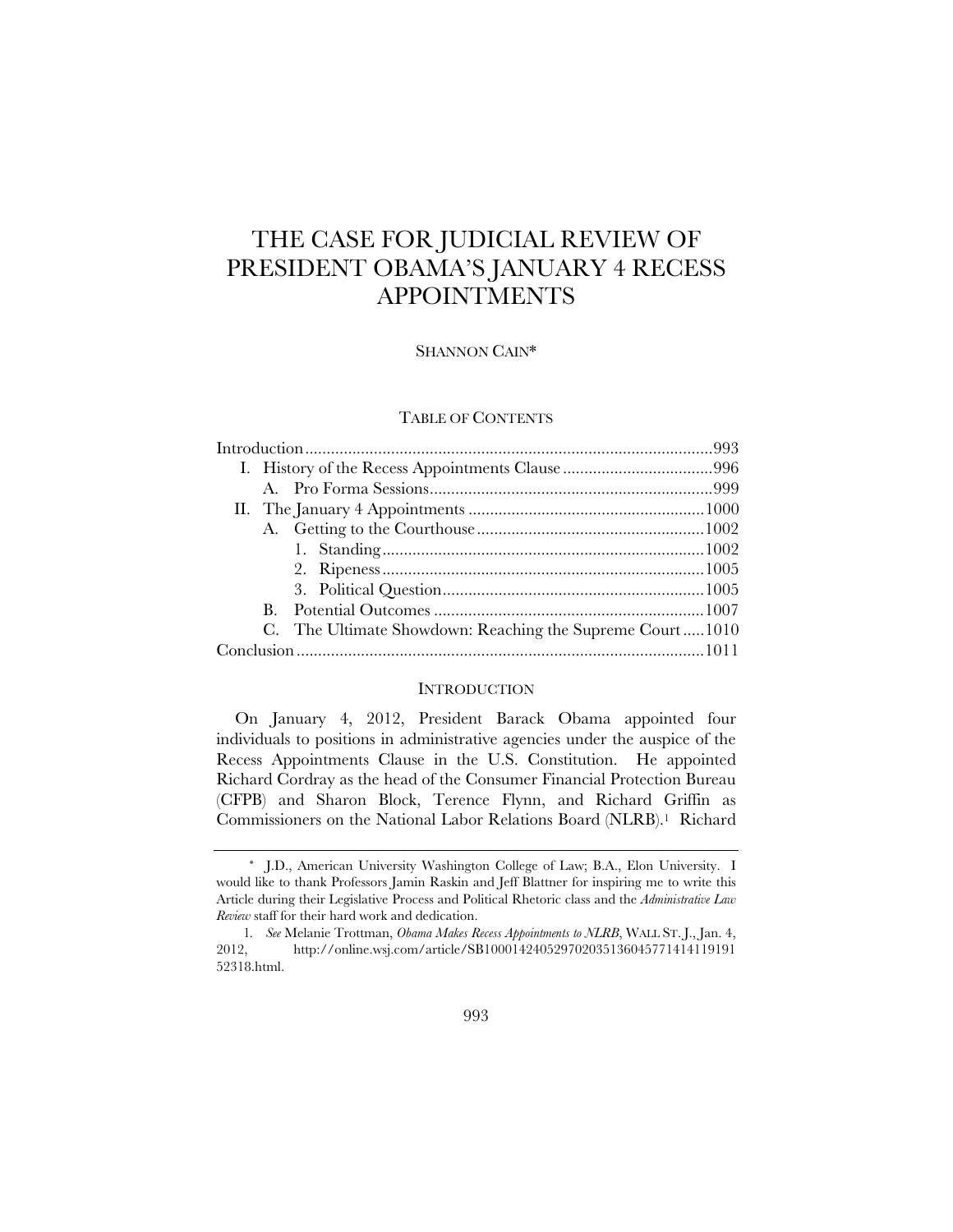# THE CASE FOR JUDICIAL REVIEW OF PRESIDENT OBAMA'S JANUARY 4 RECESS APPOINTMENTS

SHANNON CAIN*

## TABLE OF CONTENTS

Introduction .............................................................................................993
- I. History of the Recess Appointments Clause ...................................996
  - A. Pro Forma Sessions..................................................................999
- II. The January 4 Appointments .......................................................1000
  - A. Getting to the Courthouse.....................................................1002
    - 1. Standing...........................................................................1002
    - 2. Ripeness...........................................................................1005
    - 3. Political Question.............................................................1005
  - B. Potential Outcomes ...............................................................1007
  - C. The Ultimate Showdown: Reaching the Supreme Court.....1010

Conclusion ..............................................................................................1011

## INTRODUCTION

On January 4, 2012, President Barack Obama appointed four individuals to positions in administrative agencies under the auspice of the Recess Appointments Clause in the U.S. Constitution. He appointed Richard Cordray as the head of the Consumer Financial Protection Bureau (CFPB) and Sharon Block, Terence Flynn, and Richard Griffin as Commissioners on the National Labor Relations Board (NLRB).[1] Richard

---

\* J.D., American University Washington College of Law; B.A., Elon University. I would like to thank Professors Jamin Raskin and Jeff Blattner for inspiring me to write this Article during their Legislative Process and Political Rhetoric class and the *Administrative Law Review* staff for their hard work and dedication.

1. *See* Melanie Trottman, *Obama Makes Recess Appointments to NLRB*, WALL ST. J., Jan. 4, 2012, http://online.wsj.com/article/SB10001424052970203513604577141411919152318.html.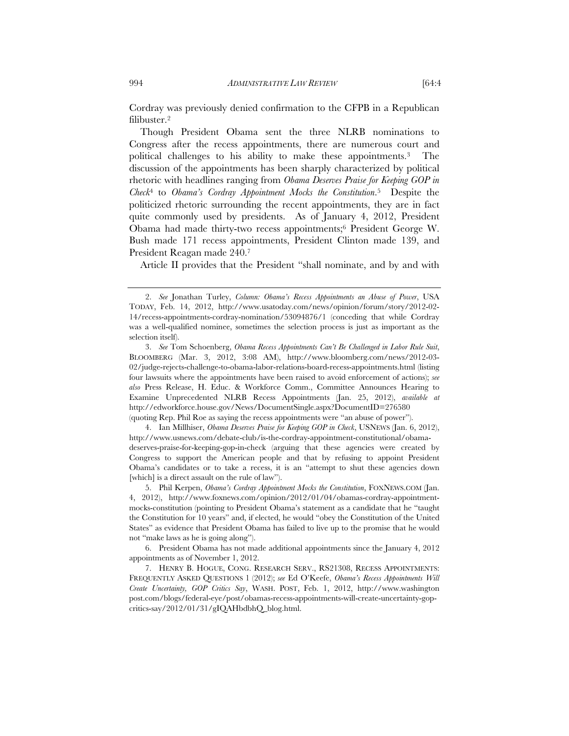Cordray was previously denied confirmation to the CFPB in a Republican filibuster.[2]

Though President Obama sent the three NLRB nominations to Congress after the recess appointments, there are numerous court and political challenges to his ability to make these appointments.[3] The discussion of the appointments has been sharply characterized by political rhetoric with headlines ranging from *Obama Deserves Praise for Keeping GOP in Check*[4] to *Obama's Cordray Appointment Mocks the Constitution*.[5] Despite the politicized rhetoric surrounding the recent appointments, they are in fact quite commonly used by presidents. As of January 4, 2012, President Obama had made thirty-two recess appointments;[6] President George W. Bush made 171 recess appointments, President Clinton made 139, and President Reagan made 240.[7]

Article II provides that the President "shall nominate, and by and with

---

2. *See* Jonathan Turley, *Column: Obama's Recess Appointments an Abuse of Power*, USA TODAY, Feb. 14, 2012, http://www.usatoday.com/news/opinion/forum/story/2012-02-14/recess-appointments-cordray-nomination/53094876/1 (conceding that while Cordray was a well-qualified nominee, sometimes the selection process is just as important as the selection itself).

3. *See* Tom Schoenberg, *Obama Recess Appointments Can't Be Challenged in Labor Rule Suit*, BLOOMBERG (Mar. 3, 2012, 3:08 AM), http://www.bloomberg.com/news/2012-03-02/judge-rejects-challenge-to-obama-labor-relations-board-recess-appointments.html (listing four lawsuits where the appointments have been raised to avoid enforcement of actions); *see also* Press Release, H. Educ. & Workforce Comm., Committee Announces Hearing to Examine Unprecedented NLRB Recess Appointments (Jan. 25, 2012), *available at* http://edworkforce.house.gov/News/DocumentSingle.aspx?DocumentID=276580 (quoting Rep. Phil Roe as saying the recess appointments were "an abuse of power").

4. Ian Millhiser, *Obama Deserves Praise for Keeping GOP in Check*, USNEWS (Jan. 6, 2012), http://www.usnews.com/debate-club/is-the-cordray-appointment-constitutional/obama-deserves-praise-for-keeping-gop-in-check (arguing that these agencies were created by Congress to support the American people and that by refusing to appoint President Obama's candidates or to take a recess, it is an "attempt to shut these agencies down [which] is a direct assault on the rule of law").

5. Phil Kerpen, *Obama's Cordray Appointment Mocks the Constitution*, FOXNEWS.COM (Jan. 4, 2012), http://www.foxnews.com/opinion/2012/01/04/obamas-cordray-appointment-mocks-constitution (pointing to President Obama's statement as a candidate that he "taught the Constitution for 10 years" and, if elected, he would "obey the Constitution of the United States" as evidence that President Obama has failed to live up to the promise that he would not "make laws as he is going along").

6. President Obama has not made additional appointments since the January 4, 2012 appointments as of November 1, 2012.

7. HENRY B. HOGUE, CONG. RESEARCH SERV., RS21308, RECESS APPOINTMENTS: FREQUENTLY ASKED QUESTIONS 1 (2012); *see* Ed O'Keefe, *Obama's Recess Appointments Will Create Uncertainty, GOP Critics Say*, WASH. POST, Feb. 1, 2012, http://www.washingtonpost.com/blogs/federal-eye/post/obamas-recess-appointments-will-create-uncertainty-gop-critics-say/2012/01/31/gIQAHbdbhQ_blog.html.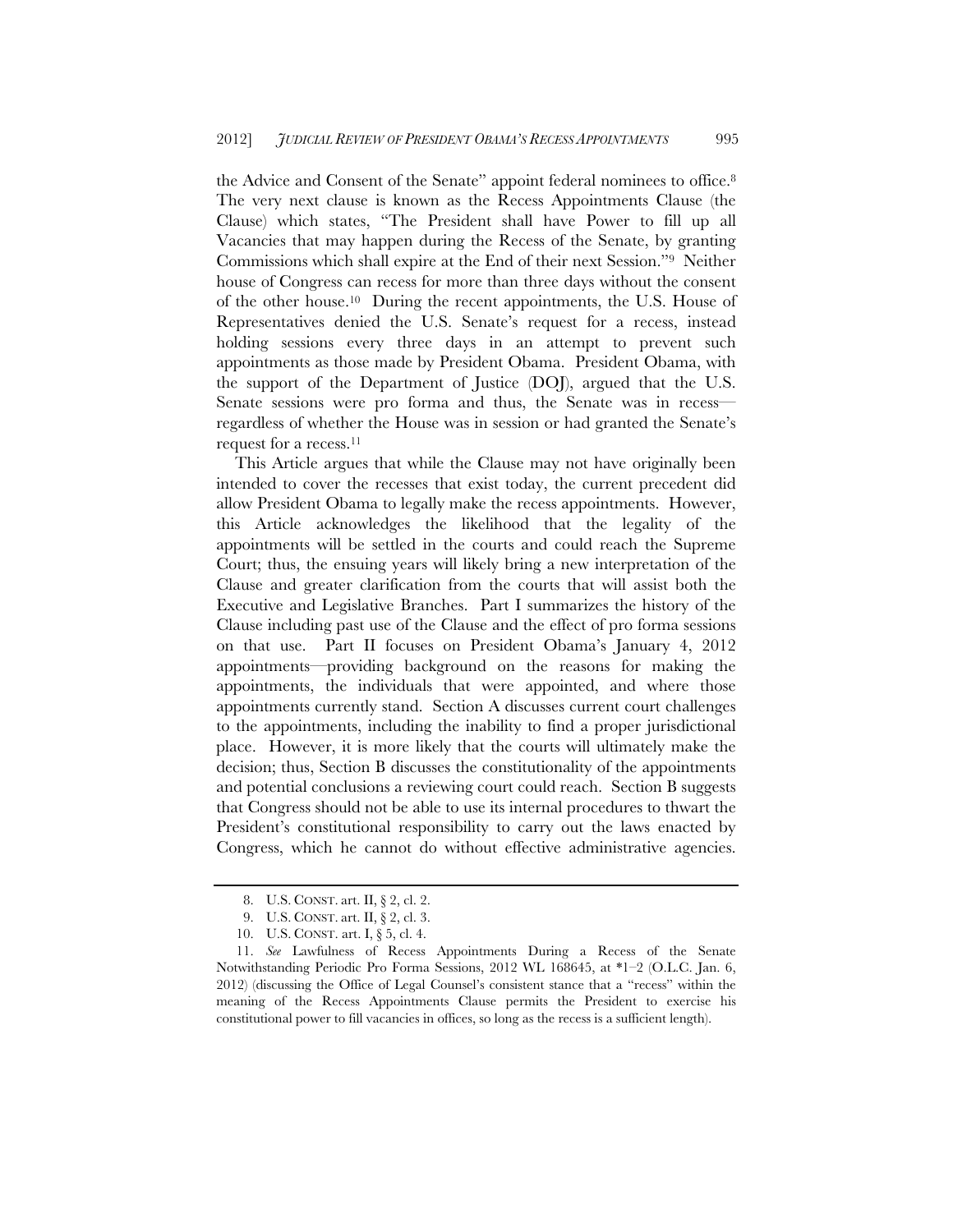the Advice and Consent of the Senate" appoint federal nominees to office.[8] The very next clause is known as the Recess Appointments Clause (the Clause) which states, "The President shall have Power to fill up all Vacancies that may happen during the Recess of the Senate, by granting Commissions which shall expire at the End of their next Session."[9] Neither house of Congress can recess for more than three days without the consent of the other house.[10] During the recent appointments, the U.S. House of Representatives denied the U.S. Senate's request for a recess, instead holding sessions every three days in an attempt to prevent such appointments as those made by President Obama. President Obama, with the support of the Department of Justice (DOJ), argued that the U.S. Senate sessions were pro forma and thus, the Senate was in recess—regardless of whether the House was in session or had granted the Senate's request for a recess.[11]

This Article argues that while the Clause may not have originally been intended to cover the recesses that exist today, the current precedent did allow President Obama to legally make the recess appointments. However, this Article acknowledges the likelihood that the legality of the appointments will be settled in the courts and could reach the Supreme Court; thus, the ensuing years will likely bring a new interpretation of the Clause and greater clarification from the courts that will assist both the Executive and Legislative Branches. Part I summarizes the history of the Clause including past use of the Clause and the effect of pro forma sessions on that use. Part II focuses on President Obama's January 4, 2012 appointments—providing background on the reasons for making the appointments, the individuals that were appointed, and where those appointments currently stand. Section A discusses current court challenges to the appointments, including the inability to find a proper jurisdictional place. However, it is more likely that the courts will ultimately make the decision; thus, Section B discusses the constitutionality of the appointments and potential conclusions a reviewing court could reach. Section B suggests that Congress should not be able to use its internal procedures to thwart the President's constitutional responsibility to carry out the laws enacted by Congress, which he cannot do without effective administrative agencies.

8. U.S. CONST. art. II, § 2, cl. 2.

9. U.S. CONST. art. II, § 2, cl. 3.

10. U.S. CONST. art. I, § 5, cl. 4.

11. *See* Lawfulness of Recess Appointments During a Recess of the Senate Notwithstanding Periodic Pro Forma Sessions, 2012 WL 168645, at *1–2 (O.L.C. Jan. 6, 2012) (discussing the Office of Legal Counsel's consistent stance that a "recess" within the meaning of the Recess Appointments Clause permits the President to exercise his constitutional power to fill vacancies in offices, so long as the recess is a sufficient length).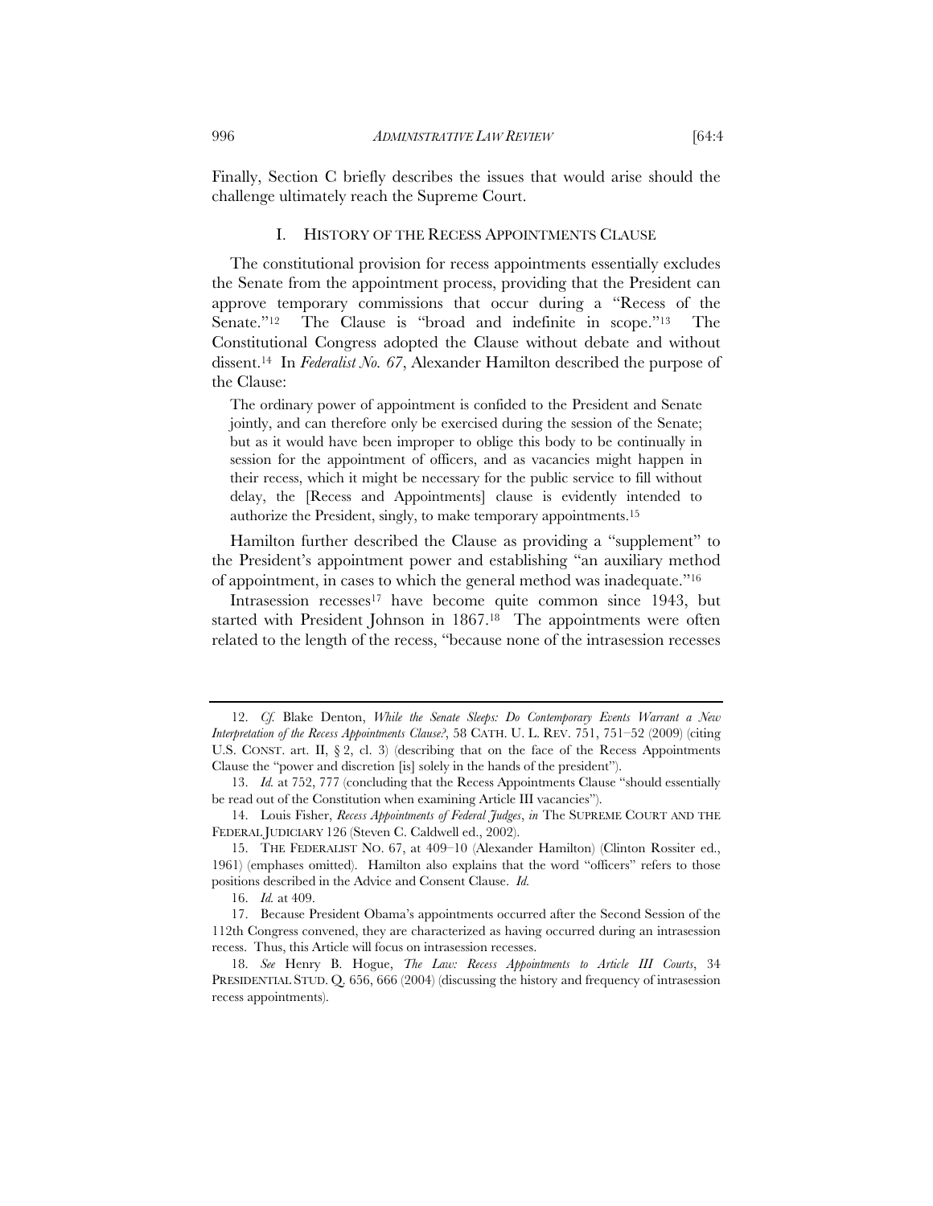Finally, Section C briefly describes the issues that would arise should the challenge ultimately reach the Supreme Court.

## I. HISTORY OF THE RECESS APPOINTMENTS CLAUSE

The constitutional provision for recess appointments essentially excludes the Senate from the appointment process, providing that the President can approve temporary commissions that occur during a "Recess of the Senate."[12] The Clause is "broad and indefinite in scope."[13] The Constitutional Congress adopted the Clause without debate and without dissent.[14] In *Federalist No. 67*, Alexander Hamilton described the purpose of the Clause:

> The ordinary power of appointment is confided to the President and Senate jointly, and can therefore only be exercised during the session of the Senate; but as it would have been improper to oblige this body to be continually in session for the appointment of officers, and as vacancies might happen in their recess, which it might be necessary for the public service to fill without delay, the [Recess and Appointments] clause is evidently intended to authorize the President, singly, to make temporary appointments.[15]

Hamilton further described the Clause as providing a "supplement" to the President's appointment power and establishing "an auxiliary method of appointment, in cases to which the general method was inadequate."[16]

Intrasession recesses[17] have become quite common since 1943, but started with President Johnson in 1867.[18] The appointments were often related to the length of the recess, "because none of the intrasession recesses

---

12. *Cf.* Blake Denton, *While the Senate Sleeps: Do Contemporary Events Warrant a New Interpretation of the Recess Appointments Clause?*, 58 CATH. U. L. REV. 751, 751–52 (2009) (citing U.S. CONST. art. II, § 2, cl. 3) (describing that on the face of the Recess Appointments Clause the "power and discretion [is] solely in the hands of the president").

13. *Id.* at 752, 777 (concluding that the Recess Appointments Clause "should essentially be read out of the Constitution when examining Article III vacancies").

14. Louis Fisher, *Recess Appointments of Federal Judges*, *in* THE SUPREME COURT AND THE FEDERAL JUDICIARY 126 (Steven C. Caldwell ed., 2002).

15. THE FEDERALIST NO. 67, at 409–10 (Alexander Hamilton) (Clinton Rossiter ed., 1961) (emphases omitted). Hamilton also explains that the word "officers" refers to those positions described in the Advice and Consent Clause. *Id.*

16. *Id.* at 409.

17. Because President Obama's appointments occurred after the Second Session of the 112th Congress convened, they are characterized as having occurred during an intrasession recess. Thus, this Article will focus on intrasession recesses.

18. *See* Henry B. Hogue, *The Law: Recess Appointments to Article III Courts*, 34 PRESIDENTIAL STUD. Q. 656, 666 (2004) (discussing the history and frequency of intrasession recess appointments).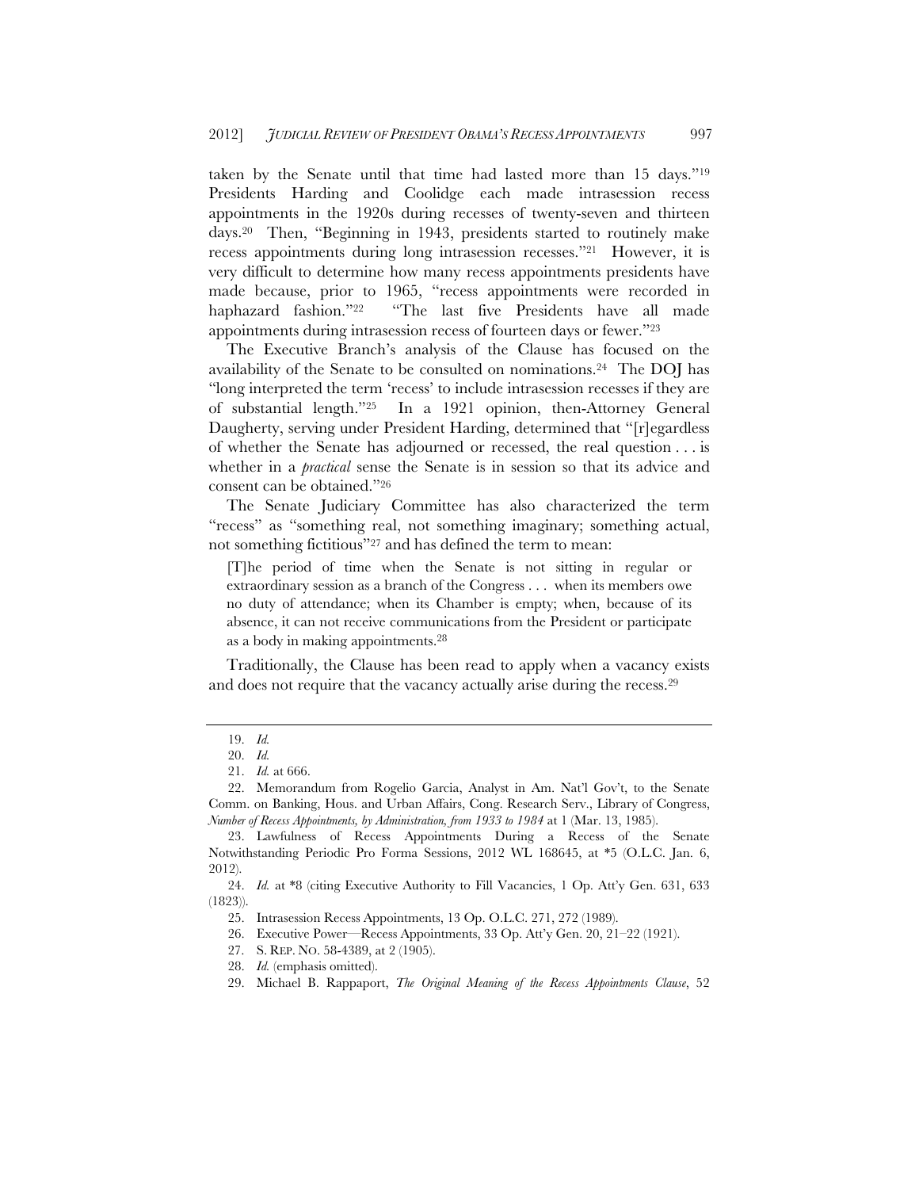taken by the Senate until that time had lasted more than 15 days."[19] Presidents Harding and Coolidge each made intrasession recess appointments in the 1920s during recesses of twenty-seven and thirteen days.[20] Then, "Beginning in 1943, presidents started to routinely make recess appointments during long intrasession recesses."[21] However, it is very difficult to determine how many recess appointments presidents have made because, prior to 1965, "recess appointments were recorded in haphazard fashion."[22] "The last five Presidents have all made appointments during intrasession recess of fourteen days or fewer."[23]

The Executive Branch's analysis of the Clause has focused on the availability of the Senate to be consulted on nominations.[24] The DOJ has "long interpreted the term 'recess' to include intrasession recesses if they are of substantial length."[25] In a 1921 opinion, then-Attorney General Daugherty, serving under President Harding, determined that "[r]egardless of whether the Senate has adjourned or recessed, the real question . . . is whether in a *practical* sense the Senate is in session so that its advice and consent can be obtained."[26]

The Senate Judiciary Committee has also characterized the term "recess" as "something real, not something imaginary; something actual, not something fictitious"[27] and has defined the term to mean:

> [T]he period of time when the Senate is not sitting in regular or extraordinary session as a branch of the Congress . . . when its members owe no duty of attendance; when its Chamber is empty; when, because of its absence, it can not receive communications from the President or participate as a body in making appointments.[28]

Traditionally, the Clause has been read to apply when a vacancy exists and does not require that the vacancy actually arise during the recess.[29]

---

19. *Id.*

20. *Id.*

21. *Id.* at 666.

22. Memorandum from Rogelio Garcia, Analyst in Am. Nat'l Gov't, to the Senate Comm. on Banking, Hous. and Urban Affairs, Cong. Research Serv., Library of Congress, *Number of Recess Appointments, by Administration, from 1933 to 1984* at 1 (Mar. 13, 1985).

23. Lawfulness of Recess Appointments During a Recess of the Senate Notwithstanding Periodic Pro Forma Sessions, 2012 WL 168645, at *5 (O.L.C. Jan. 6, 2012).

24. *Id.* at *8 (citing Executive Authority to Fill Vacancies, 1 Op. Att'y Gen. 631, 633 (1823)).

25. Intrasession Recess Appointments, 13 Op. O.L.C. 271, 272 (1989).

26. Executive Power—Recess Appointments, 33 Op. Att'y Gen. 20, 21–22 (1921).

27. S. REP. NO. 58-4389, at 2 (1905).

28. *Id.* (emphasis omitted).

29. Michael B. Rappaport, *The Original Meaning of the Recess Appointments Clause*, 52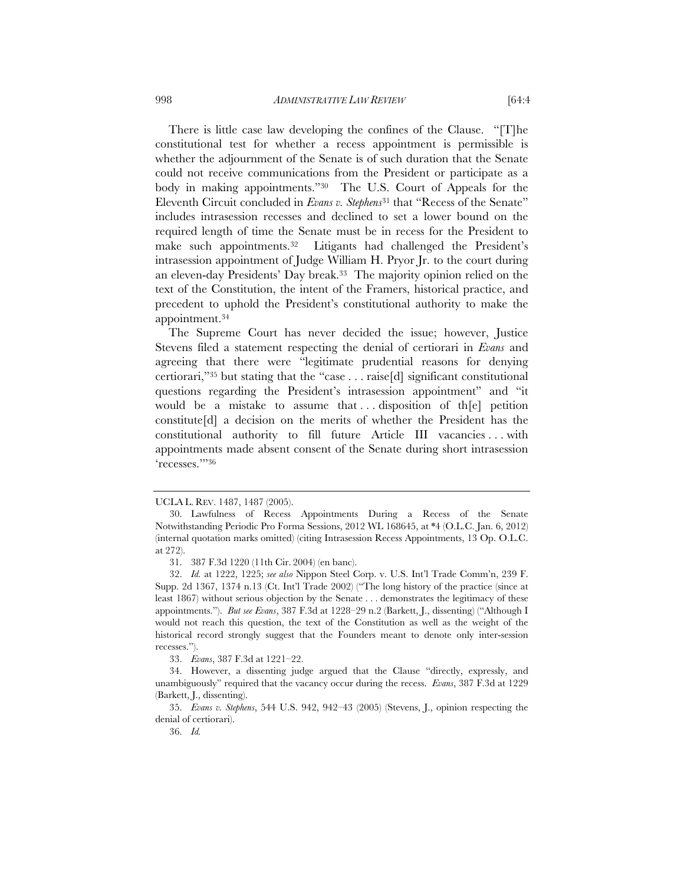There is little case law developing the confines of the Clause. "[T]he constitutional test for whether a recess appointment is permissible is whether the adjournment of the Senate is of such duration that the Senate could not receive communications from the President or participate as a body in making appointments."[30] The U.S. Court of Appeals for the Eleventh Circuit concluded in *Evans v. Stephens*[31] that "Recess of the Senate" includes intrasession recesses and declined to set a lower bound on the required length of time the Senate must be in recess for the President to make such appointments.[32] Litigants had challenged the President's intrasession appointment of Judge William H. Pryor Jr. to the court during an eleven-day Presidents' Day break.[33] The majority opinion relied on the text of the Constitution, the intent of the Framers, historical practice, and precedent to uphold the President's constitutional authority to make the appointment.[34]

The Supreme Court has never decided the issue; however, Justice Stevens filed a statement respecting the denial of certiorari in *Evans* and agreeing that there were "legitimate prudential reasons for denying certiorari,"[35] but stating that the "case . . . raise[d] significant constitutional questions regarding the President's intrasession appointment" and "it would be a mistake to assume that . . . disposition of th[e] petition constitute[d] a decision on the merits of whether the President has the constitutional authority to fill future Article III vacancies . . . with appointments made absent consent of the Senate during short intrasession 'recesses.'"[36]

---

UCLA L. REV. 1487, 1487 (2005).

30. Lawfulness of Recess Appointments During a Recess of the Senate Notwithstanding Periodic Pro Forma Sessions, 2012 WL 168645, at *4 (O.L.C. Jan. 6, 2012) (internal quotation marks omitted) (citing Intrasession Recess Appointments, 13 Op. O.L.C. at 272).

31. 387 F.3d 1220 (11th Cir. 2004) (en banc).

32. *Id.* at 1222, 1225; *see also* Nippon Steel Corp. v. U.S. Int'l Trade Comm'n, 239 F. Supp. 2d 1367, 1374 n.13 (Ct. Int'l Trade 2002) ("The long history of the practice (since at least 1867) without serious objection by the Senate . . . demonstrates the legitimacy of these appointments."). *But see Evans*, 387 F.3d at 1228–29 n.2 (Barkett, J., dissenting) ("Although I would not reach this question, the text of the Constitution as well as the weight of the historical record strongly suggest that the Founders meant to denote only inter-session recesses.").

33. *Evans*, 387 F.3d at 1221–22.

34. However, a dissenting judge argued that the Clause "directly, expressly, and unambiguously" required that the vacancy occur during the recess. *Evans*, 387 F.3d at 1229 (Barkett, J., dissenting).

35. *Evans v. Stephens*, 544 U.S. 942, 942–43 (2005) (Stevens, J., opinion respecting the denial of certiorari).

36. *Id.*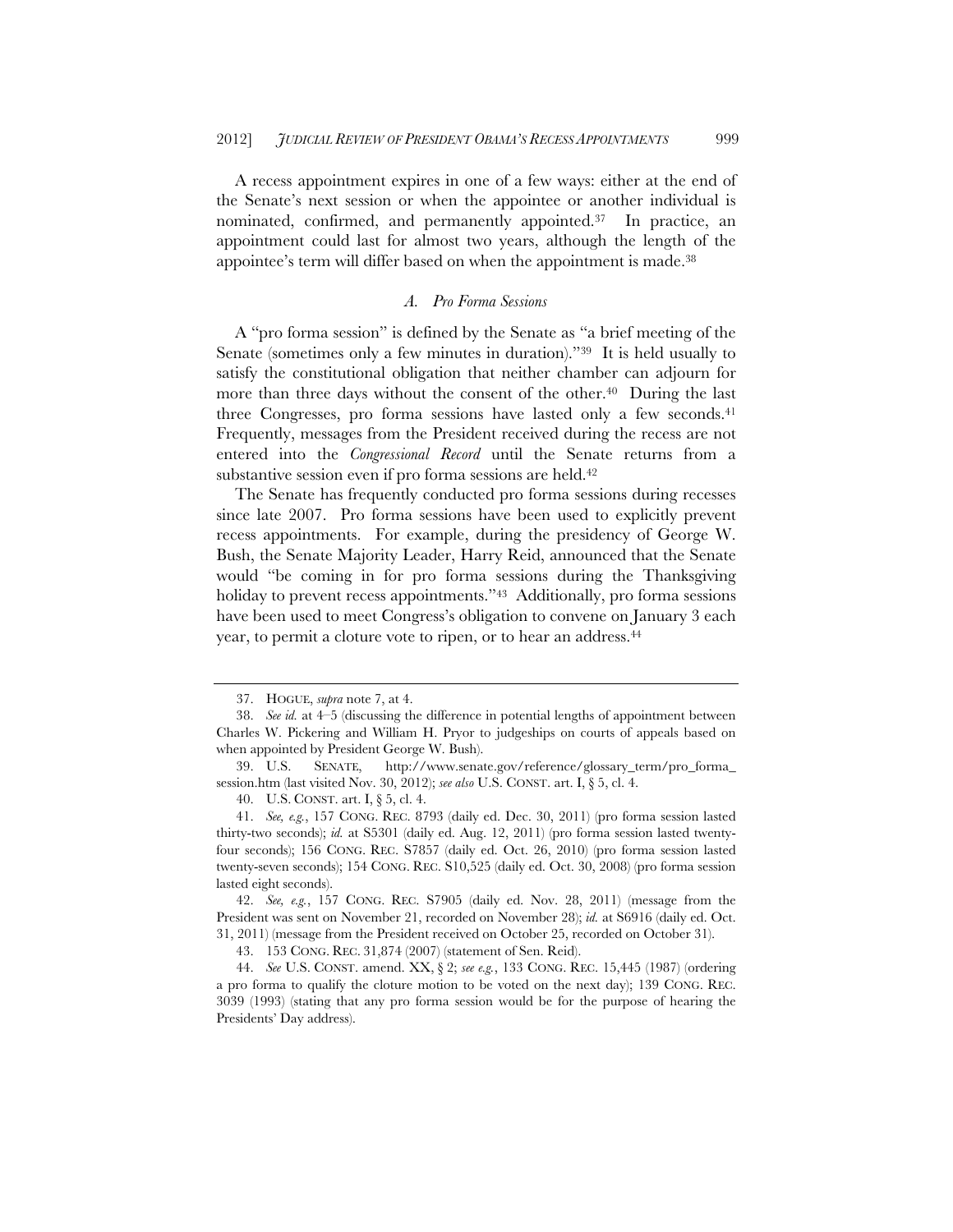A recess appointment expires in one of a few ways: either at the end of the Senate's next session or when the appointee or another individual is nominated, confirmed, and permanently appointed.[37] In practice, an appointment could last for almost two years, although the length of the appointee's term will differ based on when the appointment is made.[38]

### *A. Pro Forma Sessions*

A "pro forma session" is defined by the Senate as "a brief meeting of the Senate (sometimes only a few minutes in duration)."[39] It is held usually to satisfy the constitutional obligation that neither chamber can adjourn for more than three days without the consent of the other.[40] During the last three Congresses, pro forma sessions have lasted only a few seconds.[41] Frequently, messages from the President received during the recess are not entered into the *Congressional Record* until the Senate returns from a substantive session even if pro forma sessions are held.[42]

The Senate has frequently conducted pro forma sessions during recesses since late 2007. Pro forma sessions have been used to explicitly prevent recess appointments. For example, during the presidency of George W. Bush, the Senate Majority Leader, Harry Reid, announced that the Senate would "be coming in for pro forma sessions during the Thanksgiving holiday to prevent recess appointments."[43] Additionally, pro forma sessions have been used to meet Congress's obligation to convene on January 3 each year, to permit a cloture vote to ripen, or to hear an address.[44]

---

37. HOGUE, *supra* note 7, at 4.

38. *See id.* at 4–5 (discussing the difference in potential lengths of appointment between Charles W. Pickering and William H. Pryor to judgeships on courts of appeals based on when appointed by President George W. Bush).

39. U.S. SENATE, http://www.senate.gov/reference/glossary_term/pro_forma_session.htm (last visited Nov. 30, 2012); *see also* U.S. CONST. art. I, § 5, cl. 4.

40. U.S. CONST. art. I, § 5, cl. 4.

41. *See, e.g.*, 157 CONG. REC. 8793 (daily ed. Dec. 30, 2011) (pro forma session lasted thirty-two seconds); *id.* at S5301 (daily ed. Aug. 12, 2011) (pro forma session lasted twenty-four seconds); 156 CONG. REC. S7857 (daily ed. Oct. 26, 2010) (pro forma session lasted twenty-seven seconds); 154 CONG. REC. S10,525 (daily ed. Oct. 30, 2008) (pro forma session lasted eight seconds).

42. *See, e.g.*, 157 CONG. REC. S7905 (daily ed. Nov. 28, 2011) (message from the President was sent on November 21, recorded on November 28); *id.* at S6916 (daily ed. Oct. 31, 2011) (message from the President received on October 25, recorded on October 31).

43. 153 CONG. REC. 31,874 (2007) (statement of Sen. Reid).

44. *See* U.S. CONST. amend. XX, § 2; *see e.g.*, 133 CONG. REC. 15,445 (1987) (ordering a pro forma to qualify the cloture motion to be voted on the next day); 139 CONG. REC. 3039 (1993) (stating that any pro forma session would be for the purpose of hearing the Presidents' Day address).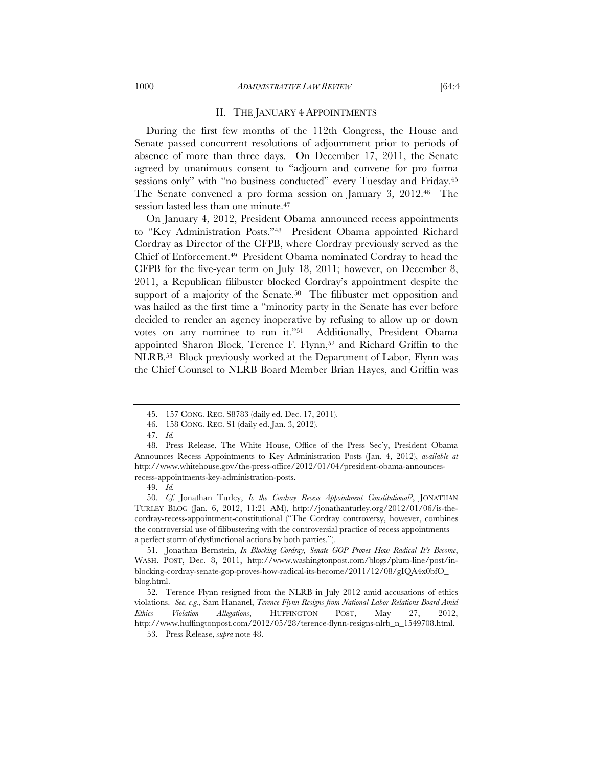## II. THE JANUARY 4 APPOINTMENTS

During the first few months of the 112th Congress, the House and Senate passed concurrent resolutions of adjournment prior to periods of absence of more than three days. On December 17, 2011, the Senate agreed by unanimous consent to "adjourn and convene for pro forma sessions only" with "no business conducted" every Tuesday and Friday.[45] The Senate convened a pro forma session on January 3, 2012.[46] The session lasted less than one minute.[47]

On January 4, 2012, President Obama announced recess appointments to "Key Administration Posts."[48] President Obama appointed Richard Cordray as Director of the CFPB, where Cordray previously served as the Chief of Enforcement.[49] President Obama nominated Cordray to head the CFPB for the five-year term on July 18, 2011; however, on December 8, 2011, a Republican filibuster blocked Cordray's appointment despite the support of a majority of the Senate.[50] The filibuster met opposition and was hailed as the first time a "minority party in the Senate has ever before decided to render an agency inoperative by refusing to allow up or down votes on any nominee to run it."[51] Additionally, President Obama appointed Sharon Block, Terence F. Flynn,[52] and Richard Griffin to the NLRB.[53] Block previously worked at the Department of Labor, Flynn was the Chief Counsel to NLRB Board Member Brian Hayes, and Griffin was

---

45. 157 CONG. REC. S8783 (daily ed. Dec. 17, 2011).

46. 158 CONG. REC. S1 (daily ed. Jan. 3, 2012).

47. *Id.*

48. Press Release, The White House, Office of the Press Sec'y, President Obama Announces Recess Appointments to Key Administration Posts (Jan. 4, 2012), *available at* http://www.whitehouse.gov/the-press-office/2012/01/04/president-obama-announces-recess-appointments-key-administration-posts.

49. *Id.*

50. *Cf.* Jonathan Turley, *Is the Cordray Recess Appointment Constitutional?*, JONATHAN TURLEY BLOG (Jan. 6, 2012, 11:21 AM), http://jonathanturley.org/2012/01/06/is-the-cordray-recess-appointment-constitutional ("The Cordray controversy, however, combines the controversial use of filibustering with the controversial practice of recess appointments—a perfect storm of dysfunctional actions by both parties.").

51. Jonathan Bernstein, *In Blocking Cordray, Senate GOP Proves How Radical It's Become*, WASH. POST, Dec. 8, 2011, http://www.washingtonpost.com/blogs/plum-line/post/in-blocking-cordray-senate-gop-proves-how-radical-its-become/2011/12/08/gIQA4x0bfO_blog.html.

52. Terence Flynn resigned from the NLRB in July 2012 amid accusations of ethics violations. *See, e.g.*, Sam Hananel, *Terence Flynn Resigns from National Labor Relations Board Amid Ethics Violation Allegations*, HUFFINGTON POST, May 27, 2012, http://www.huffingtonpost.com/2012/05/28/terence-flynn-resigns-nlrb_n_1549708.html.

53. Press Release, *supra* note 48.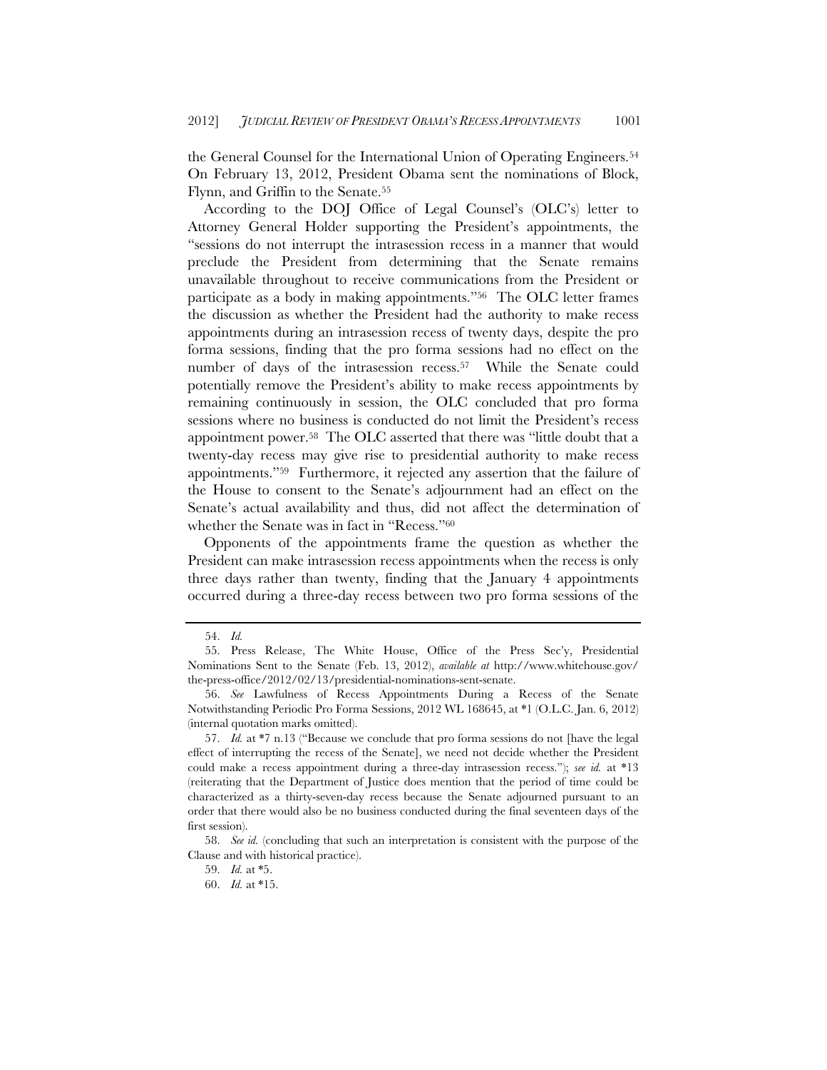the General Counsel for the International Union of Operating Engineers.[54] On February 13, 2012, President Obama sent the nominations of Block, Flynn, and Griffin to the Senate.[55]

According to the DOJ Office of Legal Counsel's (OLC's) letter to Attorney General Holder supporting the President's appointments, the "sessions do not interrupt the intrasession recess in a manner that would preclude the President from determining that the Senate remains unavailable throughout to receive communications from the President or participate as a body in making appointments."[56] The OLC letter frames the discussion as whether the President had the authority to make recess appointments during an intrasession recess of twenty days, despite the pro forma sessions, finding that the pro forma sessions had no effect on the number of days of the intrasession recess.[57] While the Senate could potentially remove the President's ability to make recess appointments by remaining continuously in session, the OLC concluded that pro forma sessions where no business is conducted do not limit the President's recess appointment power.[58] The OLC asserted that there was "little doubt that a twenty-day recess may give rise to presidential authority to make recess appointments."[59] Furthermore, it rejected any assertion that the failure of the House to consent to the Senate's adjournment had an effect on the Senate's actual availability and thus, did not affect the determination of whether the Senate was in fact in "Recess."[60]

Opponents of the appointments frame the question as whether the President can make intrasession recess appointments when the recess is only three days rather than twenty, finding that the January 4 appointments occurred during a three-day recess between two pro forma sessions of the

---

54. *Id.*

55. Press Release, The White House, Office of the Press Sec'y, Presidential Nominations Sent to the Senate (Feb. 13, 2012), *available at* http://www.whitehouse.gov/the-press-office/2012/02/13/presidential-nominations-sent-senate.

56. *See* Lawfulness of Recess Appointments During a Recess of the Senate Notwithstanding Periodic Pro Forma Sessions, 2012 WL 168645, at *1 (O.L.C. Jan. 6, 2012) (internal quotation marks omitted).

57. *Id.* at *7 n.13 ("Because we conclude that pro forma sessions do not [have the legal effect of interrupting the recess of the Senate], we need not decide whether the President could make a recess appointment during a three-day intrasession recess."); *see id.* at *13 (reiterating that the Department of Justice does mention that the period of time could be characterized as a thirty-seven-day recess because the Senate adjourned pursuant to an order that there would also be no business conducted during the final seventeen days of the first session).

58. *See id.* (concluding that such an interpretation is consistent with the purpose of the Clause and with historical practice).

59. *Id.* at *5.

60. *Id.* at *15.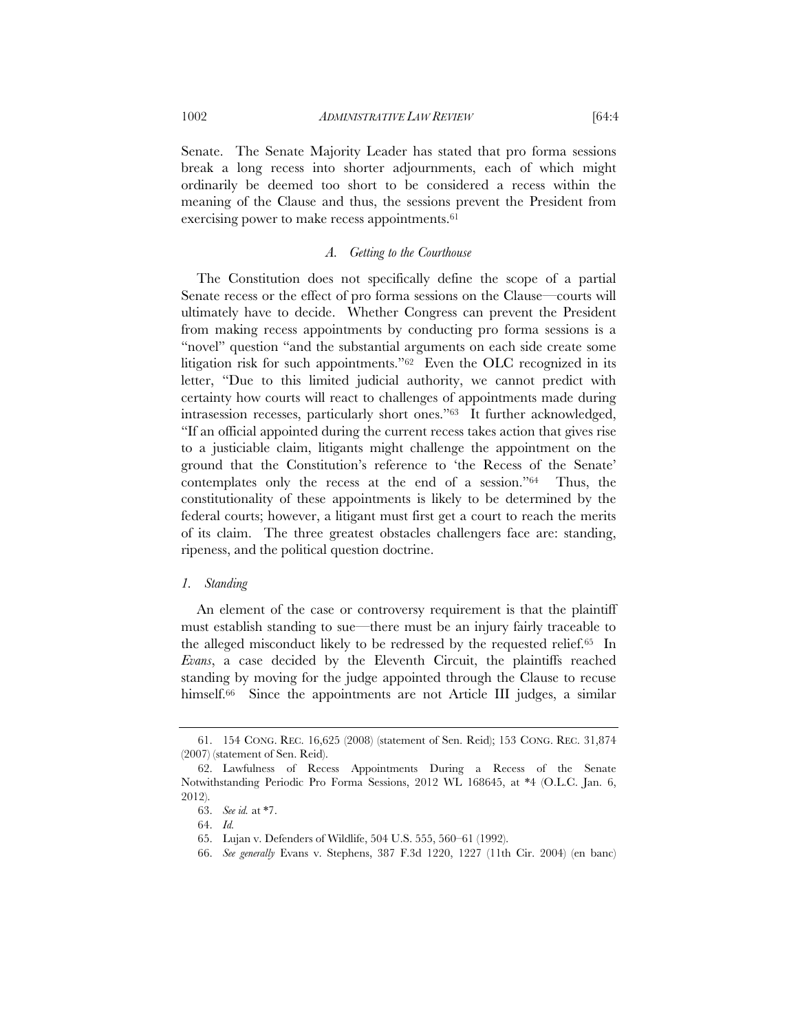Senate. The Senate Majority Leader has stated that pro forma sessions break a long recess into shorter adjournments, each of which might ordinarily be deemed too short to be considered a recess within the meaning of the Clause and thus, the sessions prevent the President from exercising power to make recess appointments.[61]

### *A. Getting to the Courthouse*

The Constitution does not specifically define the scope of a partial Senate recess or the effect of pro forma sessions on the Clause—courts will ultimately have to decide. Whether Congress can prevent the President from making recess appointments by conducting pro forma sessions is a "novel" question "and the substantial arguments on each side create some litigation risk for such appointments."[62] Even the OLC recognized in its letter, "Due to this limited judicial authority, we cannot predict with certainty how courts will react to challenges of appointments made during intrasession recesses, particularly short ones."[63] It further acknowledged, "If an official appointed during the current recess takes action that gives rise to a justiciable claim, litigants might challenge the appointment on the ground that the Constitution's reference to 'the Recess of the Senate' contemplates only the recess at the end of a session."[64] Thus, the constitutionality of these appointments is likely to be determined by the federal courts; however, a litigant must first get a court to reach the merits of its claim. The three greatest obstacles challengers face are: standing, ripeness, and the political question doctrine.

#### *1. Standing*

An element of the case or controversy requirement is that the plaintiff must establish standing to sue—there must be an injury fairly traceable to the alleged misconduct likely to be redressed by the requested relief.[65] In *Evans*, a case decided by the Eleventh Circuit, the plaintiffs reached standing by moving for the judge appointed through the Clause to recuse himself.[66] Since the appointments are not Article III judges, a similar

---

61. 154 CONG. REC. 16,625 (2008) (statement of Sen. Reid); 153 CONG. REC. 31,874 (2007) (statement of Sen. Reid).

62. Lawfulness of Recess Appointments During a Recess of the Senate Notwithstanding Periodic Pro Forma Sessions, 2012 WL 168645, at *4 (O.L.C. Jan. 6, 2012).

63. *See id.* at *7.

64. *Id.*

65. Lujan v. Defenders of Wildlife, 504 U.S. 555, 560–61 (1992).

66. *See generally* Evans v. Stephens, 387 F.3d 1220, 1227 (11th Cir. 2004) (en banc)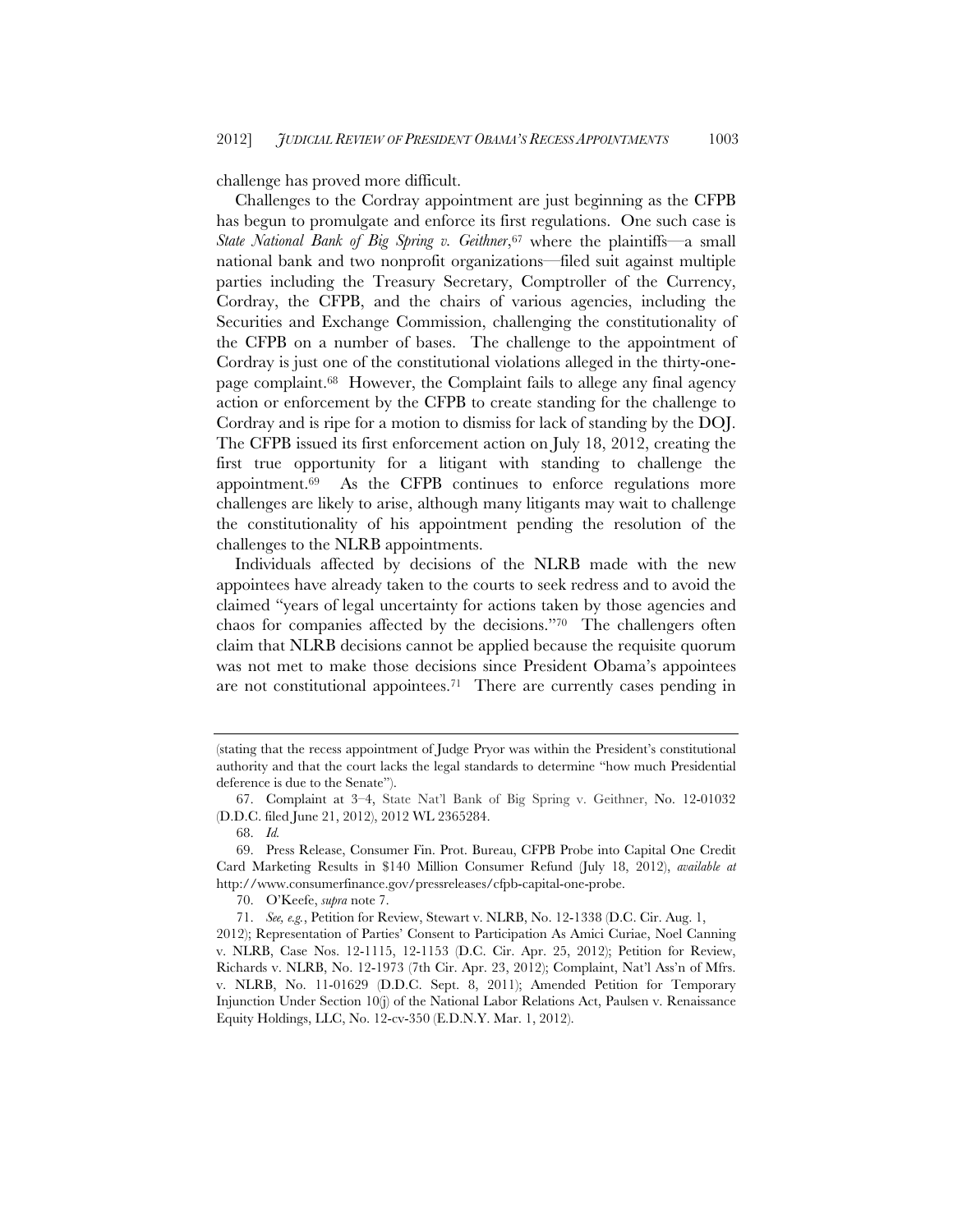challenge has proved more difficult.

Challenges to the Cordray appointment are just beginning as the CFPB has begun to promulgate and enforce its first regulations. One such case is *State National Bank of Big Spring v. Geithner*,[67] where the plaintiffs—a small national bank and two nonprofit organizations—filed suit against multiple parties including the Treasury Secretary, Comptroller of the Currency, Cordray, the CFPB, and the chairs of various agencies, including the Securities and Exchange Commission, challenging the constitutionality of the CFPB on a number of bases. The challenge to the appointment of Cordray is just one of the constitutional violations alleged in the thirty-one-page complaint.[68] However, the Complaint fails to allege any final agency action or enforcement by the CFPB to create standing for the challenge to Cordray and is ripe for a motion to dismiss for lack of standing by the DOJ. The CFPB issued its first enforcement action on July 18, 2012, creating the first true opportunity for a litigant with standing to challenge the appointment.[69] As the CFPB continues to enforce regulations more challenges are likely to arise, although many litigants may wait to challenge the constitutionality of his appointment pending the resolution of the challenges to the NLRB appointments.

Individuals affected by decisions of the NLRB made with the new appointees have already taken to the courts to seek redress and to avoid the claimed "years of legal uncertainty for actions taken by those agencies and chaos for companies affected by the decisions."[70] The challengers often claim that NLRB decisions cannot be applied because the requisite quorum was not met to make those decisions since President Obama's appointees are not constitutional appointees.[71] There are currently cases pending in

---

(stating that the recess appointment of Judge Pryor was within the President's constitutional authority and that the court lacks the legal standards to determine "how much Presidential deference is due to the Senate").

67. Complaint at 3–4, State Nat'l Bank of Big Spring v. Geithner, No. 12-01032 (D.D.C. filed June 21, 2012), 2012 WL 2365284.

68. *Id.*

69. Press Release, Consumer Fin. Prot. Bureau, CFPB Probe into Capital One Credit Card Marketing Results in $140 Million Consumer Refund (July 18, 2012), *available at* http://www.consumerfinance.gov/pressreleases/cfpb-capital-one-probe.

70. O'Keefe, *supra* note 7.

71. *See, e.g.*, Petition for Review, Stewart v. NLRB, No. 12-1338 (D.C. Cir. Aug. 1, 2012); Representation of Parties' Consent to Participation As Amici Curiae, Noel Canning v. NLRB, Case Nos. 12-1115, 12-1153 (D.C. Cir. Apr. 25, 2012); Petition for Review, Richards v. NLRB, No. 12-1973 (7th Cir. Apr. 23, 2012); Complaint, Nat'l Ass'n of Mfrs. v. NLRB, No. 11-01629 (D.D.C. Sept. 8, 2011); Amended Petition for Temporary Injunction Under Section 10(j) of the National Labor Relations Act, Paulsen v. Renaissance Equity Holdings, LLC, No. 12-cv-350 (E.D.N.Y. Mar. 1, 2012).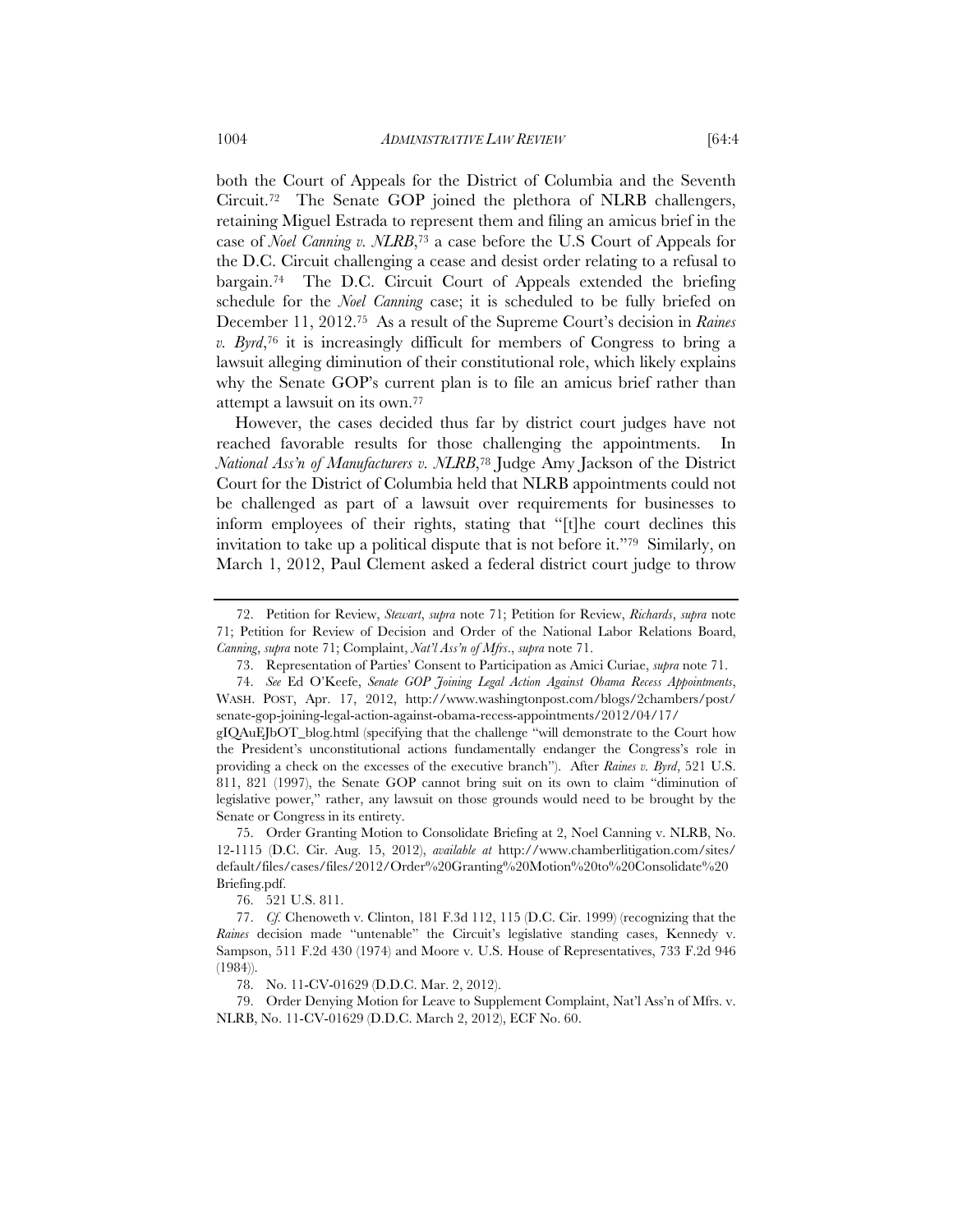both the Court of Appeals for the District of Columbia and the Seventh Circuit.[72] The Senate GOP joined the plethora of NLRB challengers, retaining Miguel Estrada to represent them and filing an amicus brief in the case of *Noel Canning v. NLRB*,[73] a case before the U.S Court of Appeals for the D.C. Circuit challenging a cease and desist order relating to a refusal to bargain.[74] The D.C. Circuit Court of Appeals extended the briefing schedule for the *Noel Canning* case; it is scheduled to be fully briefed on December 11, 2012.[75] As a result of the Supreme Court's decision in *Raines v. Byrd*,[76] it is increasingly difficult for members of Congress to bring a lawsuit alleging diminution of their constitutional role, which likely explains why the Senate GOP's current plan is to file an amicus brief rather than attempt a lawsuit on its own.[77]

However, the cases decided thus far by district court judges have not reached favorable results for those challenging the appointments. In *National Ass'n of Manufacturers v. NLRB*,[78] Judge Amy Jackson of the District Court for the District of Columbia held that NLRB appointments could not be challenged as part of a lawsuit over requirements for businesses to inform employees of their rights, stating that "[t]he court declines this invitation to take up a political dispute that is not before it."[79] Similarly, on March 1, 2012, Paul Clement asked a federal district court judge to throw

---

72. Petition for Review, *Stewart*, *supra* note 71; Petition for Review, *Richards*, *supra* note 71; Petition for Review of Decision and Order of the National Labor Relations Board, *Canning*, *supra* note 71; Complaint, *Nat'l Ass'n of Mfrs.*, *supra* note 71.

73. Representation of Parties' Consent to Participation as Amici Curiae, *supra* note 71.

74. *See* Ed O'Keefe, *Senate GOP Joining Legal Action Against Obama Recess Appointments*, WASH. POST, Apr. 17, 2012, http://www.washingtonpost.com/blogs/2chambers/post/senate-gop-joining-legal-action-against-obama-recess-appointments/2012/04/17/gIQAuEJbOT_blog.html (specifying that the challenge "will demonstrate to the Court how the President's unconstitutional actions fundamentally endanger the Congress's role in providing a check on the excesses of the executive branch"). After *Raines v. Byrd*, 521 U.S. 811, 821 (1997), the Senate GOP cannot bring suit on its own to claim "diminution of legislative power," rather, any lawsuit on those grounds would need to be brought by the Senate or Congress in its entirety.

75. Order Granting Motion to Consolidate Briefing at 2, Noel Canning v. NLRB, No. 12-1115 (D.C. Cir. Aug. 15, 2012), *available at* http://www.chamberlitigation.com/sites/default/files/cases/files/2012/Order%20Granting%20Motion%20to%20Consolidate%20Briefing.pdf.

76. 521 U.S. 811.

77. *Cf.* Chenoweth v. Clinton, 181 F.3d 112, 115 (D.C. Cir. 1999) (recognizing that the *Raines* decision made "untenable" the Circuit's legislative standing cases, Kennedy v. Sampson, 511 F.2d 430 (1974) and Moore v. U.S. House of Representatives, 733 F.2d 946 (1984)).

78. No. 11-CV-01629 (D.D.C. Mar. 2, 2012).

79. Order Denying Motion for Leave to Supplement Complaint, Nat'l Ass'n of Mfrs. v. NLRB, No. 11-CV-01629 (D.D.C. March 2, 2012), ECF No. 60.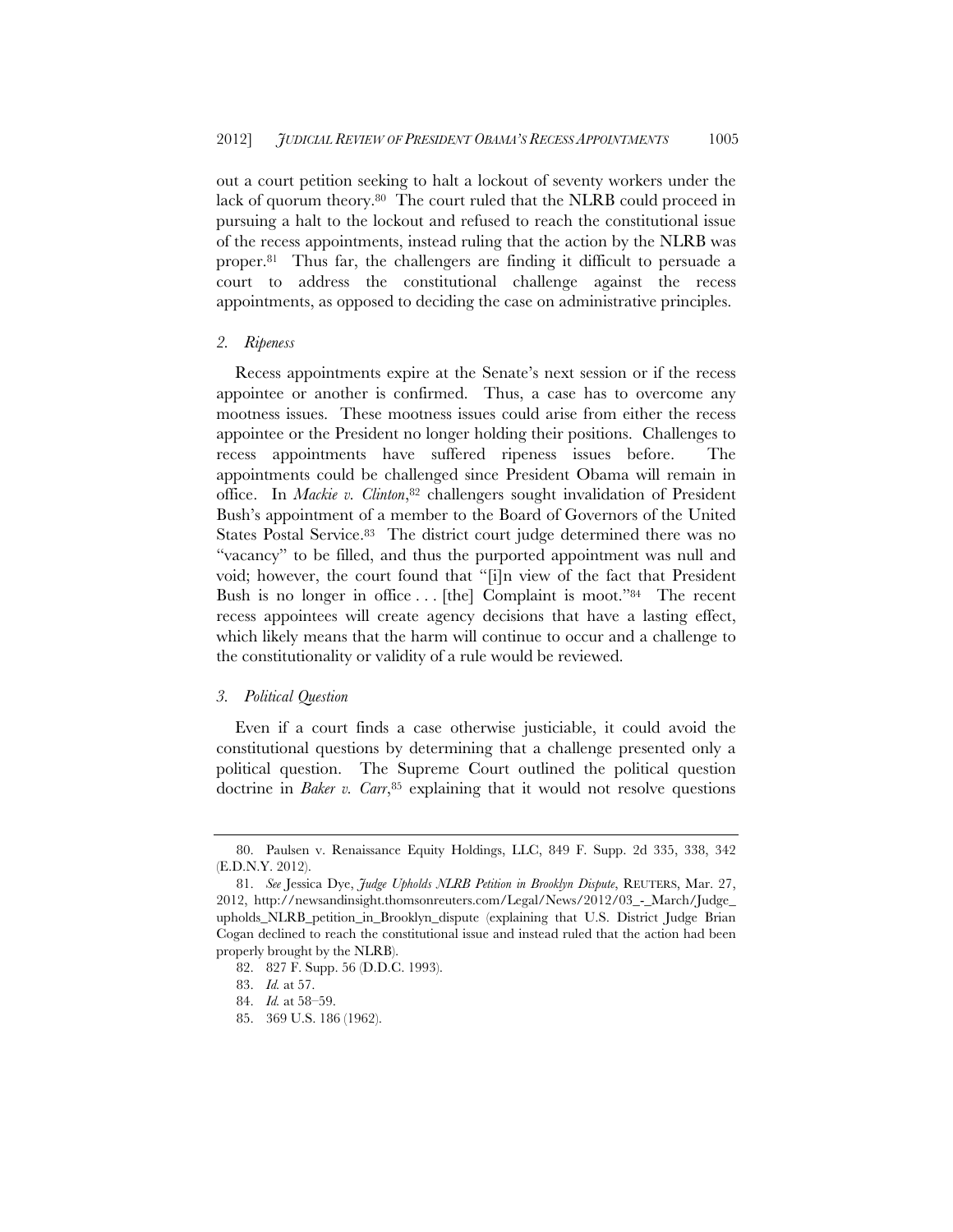out a court petition seeking to halt a lockout of seventy workers under the lack of quorum theory.[80] The court ruled that the NLRB could proceed in pursuing a halt to the lockout and refused to reach the constitutional issue of the recess appointments, instead ruling that the action by the NLRB was proper.[81] Thus far, the challengers are finding it difficult to persuade a court to address the constitutional challenge against the recess appointments, as opposed to deciding the case on administrative principles.

### *2. Ripeness*

Recess appointments expire at the Senate's next session or if the recess appointee or another is confirmed. Thus, a case has to overcome any mootness issues. These mootness issues could arise from either the recess appointee or the President no longer holding their positions. Challenges to recess appointments have suffered ripeness issues before. The appointments could be challenged since President Obama will remain in office. In *Mackie v. Clinton*,[82] challengers sought invalidation of President Bush's appointment of a member to the Board of Governors of the United States Postal Service.[83] The district court judge determined there was no "vacancy" to be filled, and thus the purported appointment was null and void; however, the court found that "[i]n view of the fact that President Bush is no longer in office . . . [the] Complaint is moot."[84] The recent recess appointees will create agency decisions that have a lasting effect, which likely means that the harm will continue to occur and a challenge to the constitutionality or validity of a rule would be reviewed.

### *3. Political Question*

Even if a court finds a case otherwise justiciable, it could avoid the constitutional questions by determining that a challenge presented only a political question. The Supreme Court outlined the political question doctrine in *Baker v. Carr*,[85] explaining that it would not resolve questions

---

80. Paulsen v. Renaissance Equity Holdings, LLC, 849 F. Supp. 2d 335, 338, 342 (E.D.N.Y. 2012).

81. *See* Jessica Dye, *Judge Upholds NLRB Petition in Brooklyn Dispute*, REUTERS, Mar. 27, 2012, http://newsandinsight.thomsonreuters.com/Legal/News/2012/03_-_March/Judge_upholds_NLRB_petition_in_Brooklyn_dispute (explaining that U.S. District Judge Brian Cogan declined to reach the constitutional issue and instead ruled that the action had been properly brought by the NLRB).

82. 827 F. Supp. 56 (D.D.C. 1993).

83. *Id.* at 57.

84. *Id.* at 58–59.

85. 369 U.S. 186 (1962).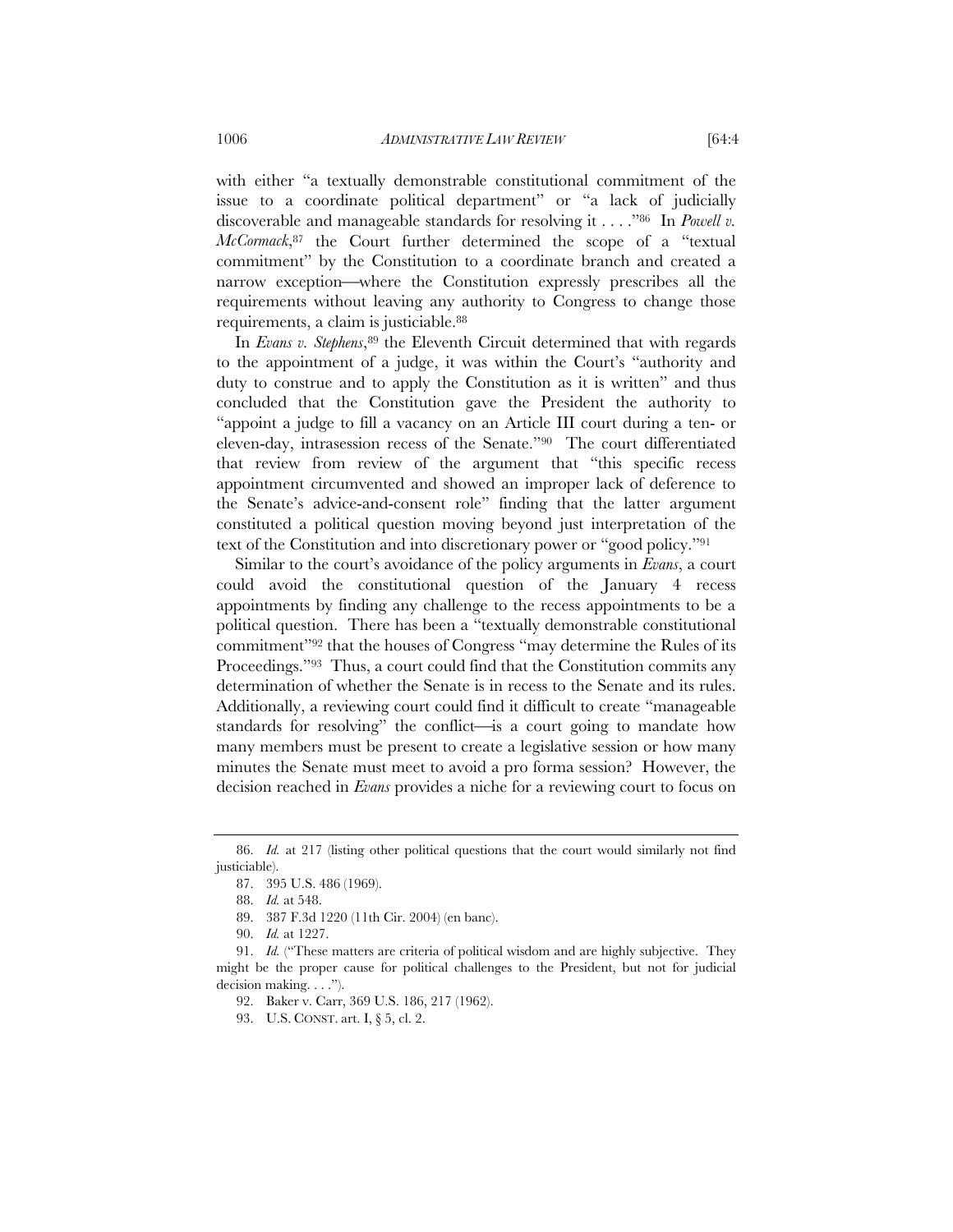with either "a textually demonstrable constitutional commitment of the issue to a coordinate political department" or "a lack of judicially discoverable and manageable standards for resolving it . . . ."[86] In *Powell v. McCormack*,[87] the Court further determined the scope of a "textual commitment" by the Constitution to a coordinate branch and created a narrow exception—where the Constitution expressly prescribes all the requirements without leaving any authority to Congress to change those requirements, a claim is justiciable.[88]

In *Evans v. Stephens*,[89] the Eleventh Circuit determined that with regards to the appointment of a judge, it was within the Court's "authority and duty to construe and to apply the Constitution as it is written" and thus concluded that the Constitution gave the President the authority to "appoint a judge to fill a vacancy on an Article III court during a ten- or eleven-day, intrasession recess of the Senate."[90] The court differentiated that review from review of the argument that "this specific recess appointment circumvented and showed an improper lack of deference to the Senate's advice-and-consent role" finding that the latter argument constituted a political question moving beyond just interpretation of the text of the Constitution and into discretionary power or "good policy."[91]

Similar to the court's avoidance of the policy arguments in *Evans*, a court could avoid the constitutional question of the January 4 recess appointments by finding any challenge to the recess appointments to be a political question. There has been a "textually demonstrable constitutional commitment"[92] that the houses of Congress "may determine the Rules of its Proceedings."[93] Thus, a court could find that the Constitution commits any determination of whether the Senate is in recess to the Senate and its rules. Additionally, a reviewing court could find it difficult to create "manageable standards for resolving" the conflict—is a court going to mandate how many members must be present to create a legislative session or how many minutes the Senate must meet to avoid a pro forma session? However, the decision reached in *Evans* provides a niche for a reviewing court to focus on

---

86. *Id.* at 217 (listing other political questions that the court would similarly not find justiciable).

87. 395 U.S. 486 (1969).

88. *Id.* at 548.

89. 387 F.3d 1220 (11th Cir. 2004) (en banc).

90. *Id.* at 1227.

91. *Id.* ("These matters are criteria of political wisdom and are highly subjective. They might be the proper cause for political challenges to the President, but not for judicial decision making. . . .").

92. Baker v. Carr, 369 U.S. 186, 217 (1962).

93. U.S. CONST. art. I, § 5, cl. 2.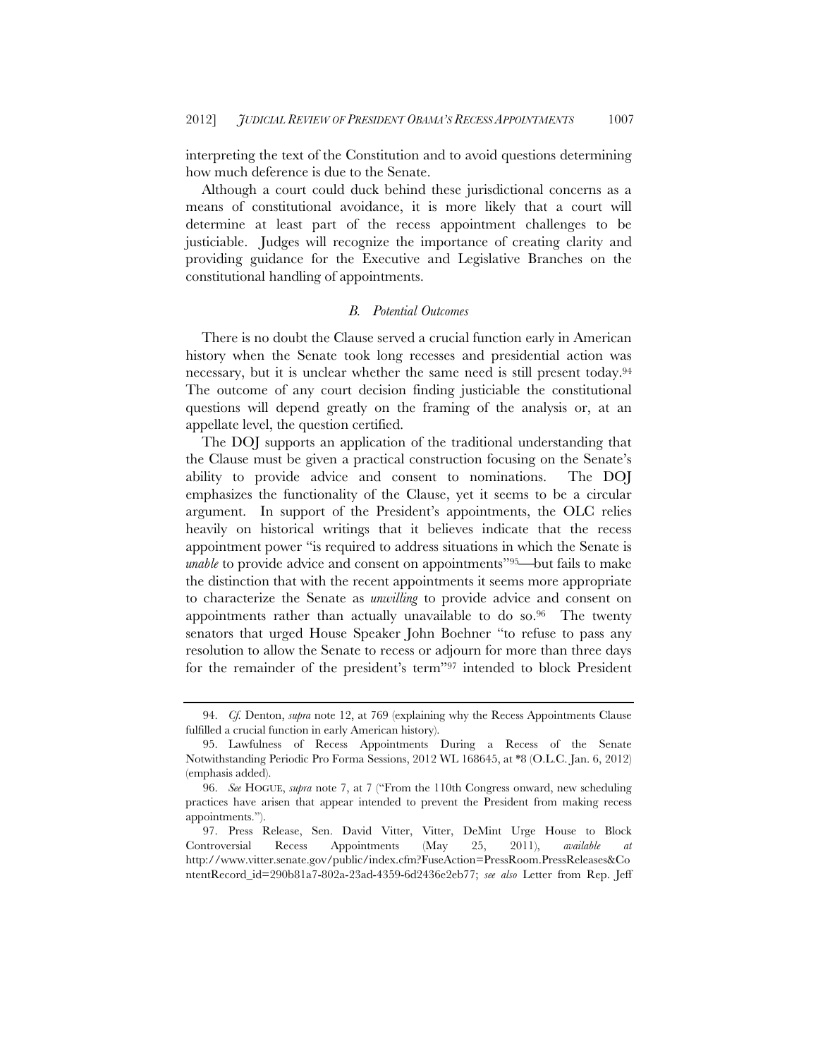interpreting the text of the Constitution and to avoid questions determining how much deference is due to the Senate.

Although a court could duck behind these jurisdictional concerns as a means of constitutional avoidance, it is more likely that a court will determine at least part of the recess appointment challenges to be justiciable. Judges will recognize the importance of creating clarity and providing guidance for the Executive and Legislative Branches on the constitutional handling of appointments.

### *B. Potential Outcomes*

There is no doubt the Clause served a crucial function early in American history when the Senate took long recesses and presidential action was necessary, but it is unclear whether the same need is still present today.[94] The outcome of any court decision finding justiciable the constitutional questions will depend greatly on the framing of the analysis or, at an appellate level, the question certified.

The DOJ supports an application of the traditional understanding that the Clause must be given a practical construction focusing on the Senate's ability to provide advice and consent to nominations. The DOJ emphasizes the functionality of the Clause, yet it seems to be a circular argument. In support of the President's appointments, the OLC relies heavily on historical writings that it believes indicate that the recess appointment power "is required to address situations in which the Senate is *unable* to provide advice and consent on appointments"[95]—but fails to make the distinction that with the recent appointments it seems more appropriate to characterize the Senate as *unwilling* to provide advice and consent on appointments rather than actually unavailable to do so.[96] The twenty senators that urged House Speaker John Boehner "to refuse to pass any resolution to allow the Senate to recess or adjourn for more than three days for the remainder of the president's term"[97] intended to block President

---

94. *Cf.* Denton, *supra* note 12, at 769 (explaining why the Recess Appointments Clause fulfilled a crucial function in early American history).

95. Lawfulness of Recess Appointments During a Recess of the Senate Notwithstanding Periodic Pro Forma Sessions, 2012 WL 168645, at *8 (O.L.C. Jan. 6, 2012) (emphasis added).

96. *See* HOGUE, *supra* note 7, at 7 ("From the 110th Congress onward, new scheduling practices have arisen that appear intended to prevent the President from making recess appointments.").

97. Press Release, Sen. David Vitter, Vitter, DeMint Urge House to Block Controversial Recess Appointments (May 25, 2011), *available at* http://www.vitter.senate.gov/public/index.cfm?FuseAction=PressRoom.PressReleases&ContentRecord_id=290b81a7-802a-23ad-4359-6d2436e2eb77; *see also* Letter from Rep. Jeff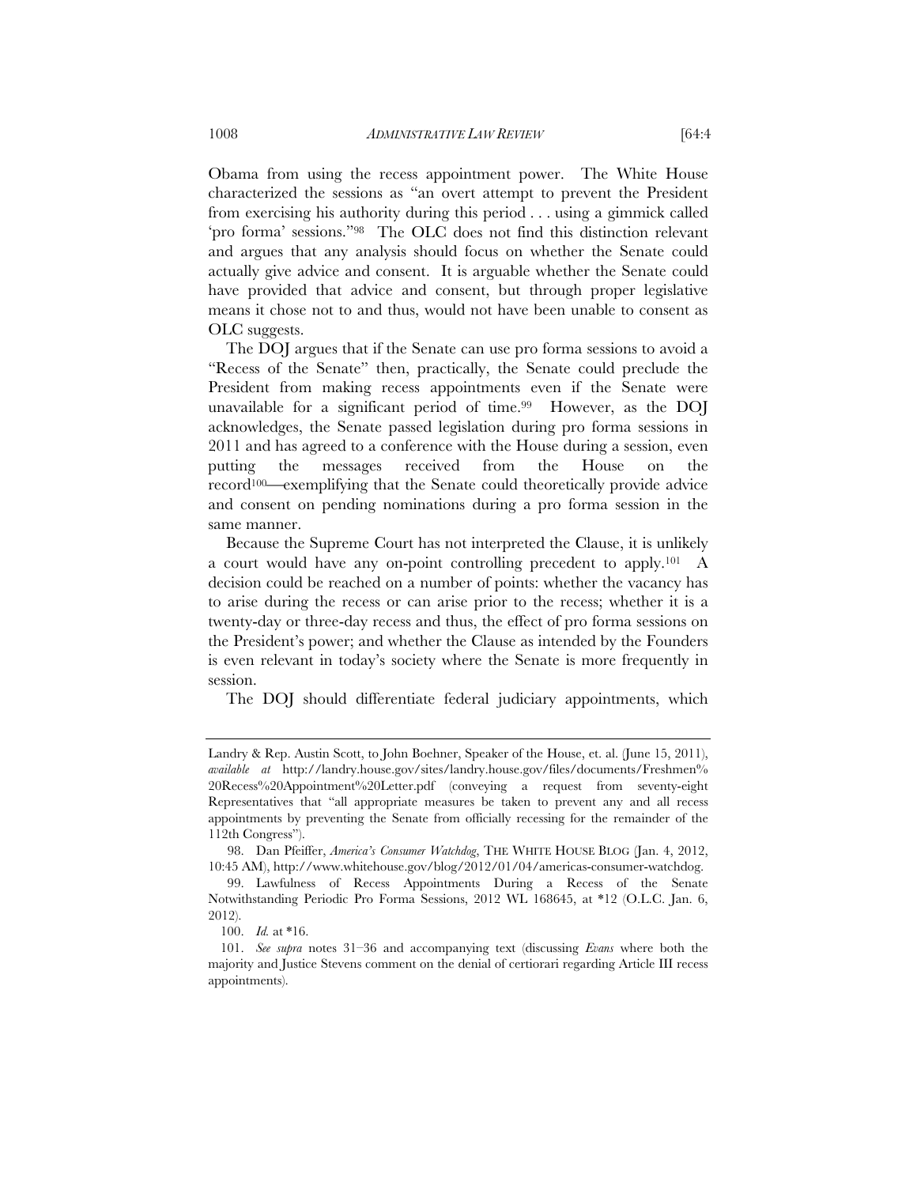Obama from using the recess appointment power. The White House characterized the sessions as "an overt attempt to prevent the President from exercising his authority during this period . . . using a gimmick called 'pro forma' sessions."[98] The OLC does not find this distinction relevant and argues that any analysis should focus on whether the Senate could actually give advice and consent. It is arguable whether the Senate could have provided that advice and consent, but through proper legislative means it chose not to and thus, would not have been unable to consent as OLC suggests.

The DOJ argues that if the Senate can use pro forma sessions to avoid a "Recess of the Senate" then, practically, the Senate could preclude the President from making recess appointments even if the Senate were unavailable for a significant period of time.[99] However, as the DOJ acknowledges, the Senate passed legislation during pro forma sessions in 2011 and has agreed to a conference with the House during a session, even putting the messages received from the House on the record[100]—exemplifying that the Senate could theoretically provide advice and consent on pending nominations during a pro forma session in the same manner.

Because the Supreme Court has not interpreted the Clause, it is unlikely a court would have any on-point controlling precedent to apply.[101] A decision could be reached on a number of points: whether the vacancy has to arise during the recess or can arise prior to the recess; whether it is a twenty-day or three-day recess and thus, the effect of pro forma sessions on the President's power; and whether the Clause as intended by the Founders is even relevant in today's society where the Senate is more frequently in session.

The DOJ should differentiate federal judiciary appointments, which

---

Landry & Rep. Austin Scott, to John Boehner, Speaker of the House, et. al. (June 15, 2011), *available at* http://landry.house.gov/sites/landry.house.gov/files/documents/Freshmen%20Recess%20Appointment%20Letter.pdf (conveying a request from seventy-eight Representatives that "all appropriate measures be taken to prevent any and all recess appointments by preventing the Senate from officially recessing for the remainder of the 112th Congress").

98. Dan Pfeiffer, *America's Consumer Watchdog*, THE WHITE HOUSE BLOG (Jan. 4, 2012, 10:45 AM), http://www.whitehouse.gov/blog/2012/01/04/americas-consumer-watchdog.

99. Lawfulness of Recess Appointments During a Recess of the Senate Notwithstanding Periodic Pro Forma Sessions, 2012 WL 168645, at *12 (O.L.C. Jan. 6, 2012).

100. *Id.* at *16.

101. *See supra* notes 31–36 and accompanying text (discussing *Evans* where both the majority and Justice Stevens comment on the denial of certiorari regarding Article III recess appointments).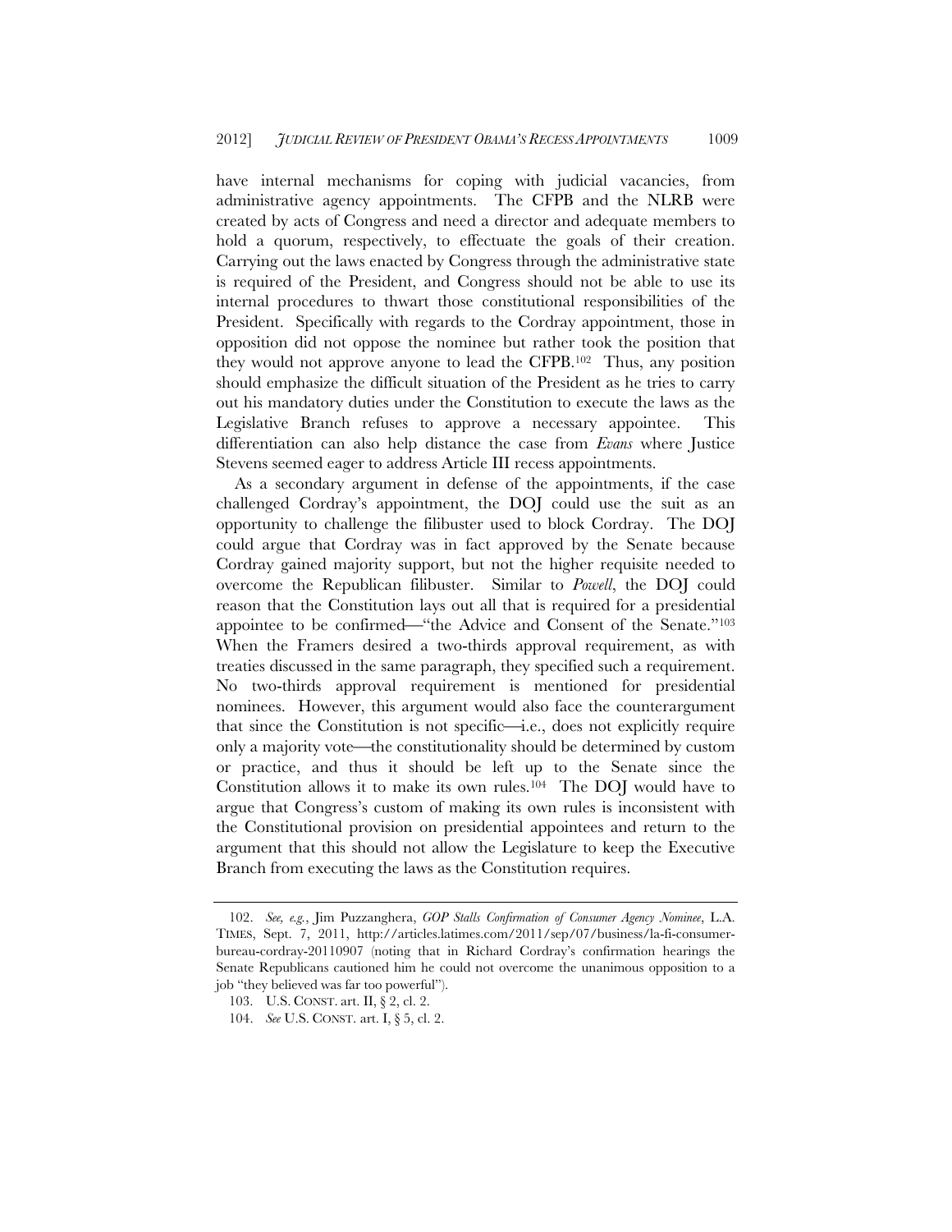have internal mechanisms for coping with judicial vacancies, from administrative agency appointments. The CFPB and the NLRB were created by acts of Congress and need a director and adequate members to hold a quorum, respectively, to effectuate the goals of their creation. Carrying out the laws enacted by Congress through the administrative state is required of the President, and Congress should not be able to use its internal procedures to thwart those constitutional responsibilities of the President. Specifically with regards to the Cordray appointment, those in opposition did not oppose the nominee but rather took the position that they would not approve anyone to lead the CFPB.[102] Thus, any position should emphasize the difficult situation of the President as he tries to carry out his mandatory duties under the Constitution to execute the laws as the Legislative Branch refuses to approve a necessary appointee. This differentiation can also help distance the case from *Evans* where Justice Stevens seemed eager to address Article III recess appointments.

As a secondary argument in defense of the appointments, if the case challenged Cordray's appointment, the DOJ could use the suit as an opportunity to challenge the filibuster used to block Cordray. The DOJ could argue that Cordray was in fact approved by the Senate because Cordray gained majority support, but not the higher requisite needed to overcome the Republican filibuster. Similar to *Powell*, the DOJ could reason that the Constitution lays out all that is required for a presidential appointee to be confirmed—"the Advice and Consent of the Senate."[103] When the Framers desired a two-thirds approval requirement, as with treaties discussed in the same paragraph, they specified such a requirement. No two-thirds approval requirement is mentioned for presidential nominees. However, this argument would also face the counterargument that since the Constitution is not specific—i.e., does not explicitly require only a majority vote—the constitutionality should be determined by custom or practice, and thus it should be left up to the Senate since the Constitution allows it to make its own rules.[104] The DOJ would have to argue that Congress's custom of making its own rules is inconsistent with the Constitutional provision on presidential appointees and return to the argument that this should not allow the Legislature to keep the Executive Branch from executing the laws as the Constitution requires.

---

102. *See, e.g.*, Jim Puzzanghera, *GOP Stalls Confirmation of Consumer Agency Nominee*, L.A. TIMES, Sept. 7, 2011, http://articles.latimes.com/2011/sep/07/business/la-fi-consumer-bureau-cordray-20110907 (noting that in Richard Cordray's confirmation hearings the Senate Republicans cautioned him he could not overcome the unanimous opposition to a job "they believed was far too powerful").

103. U.S. CONST. art. II, § 2, cl. 2.

104. *See* U.S. CONST. art. I, § 5, cl. 2.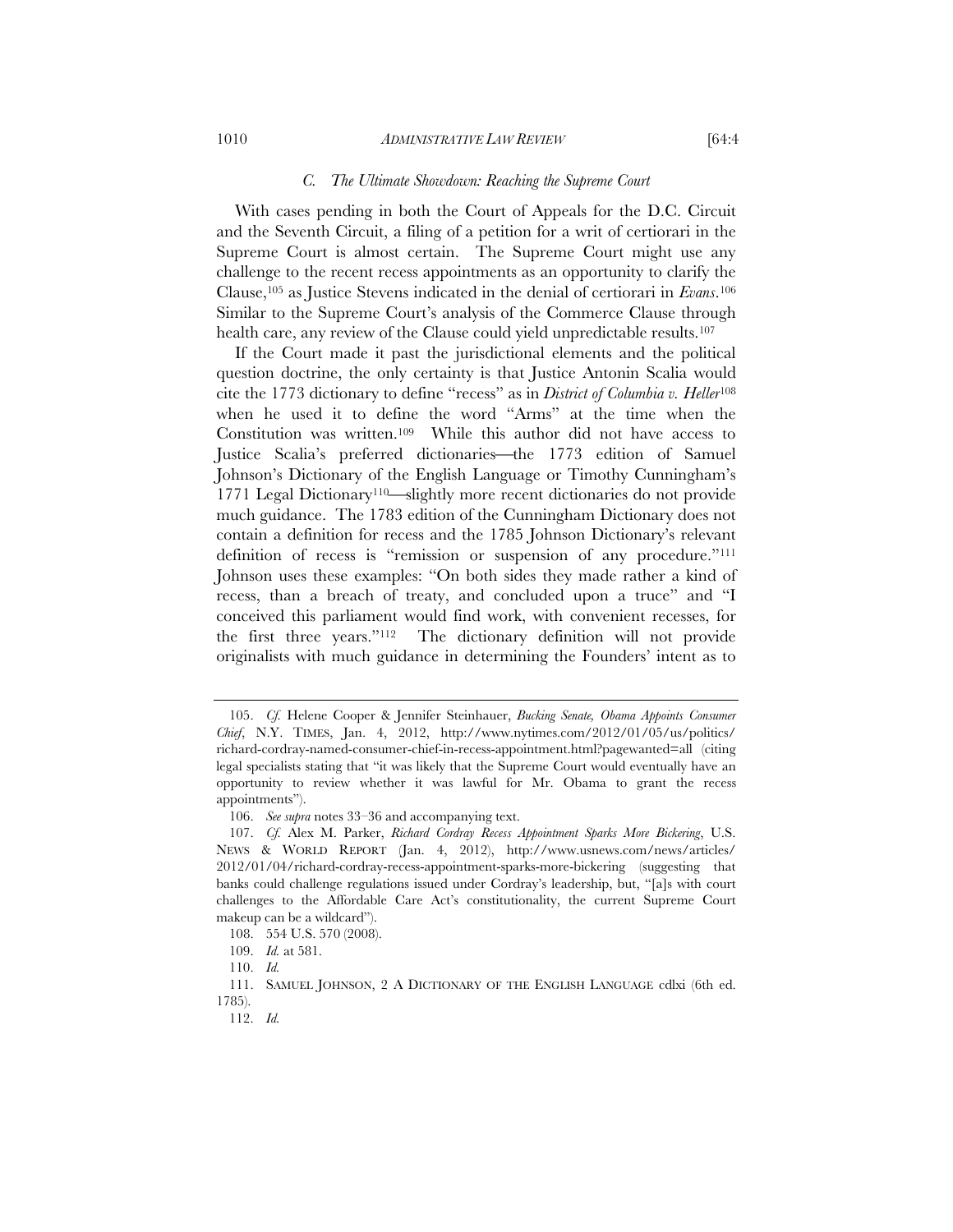### *C. The Ultimate Showdown: Reaching the Supreme Court*

With cases pending in both the Court of Appeals for the D.C. Circuit and the Seventh Circuit, a filing of a petition for a writ of certiorari in the Supreme Court is almost certain. The Supreme Court might use any challenge to the recent recess appointments as an opportunity to clarify the Clause,[105] as Justice Stevens indicated in the denial of certiorari in *Evans*.[106] Similar to the Supreme Court's analysis of the Commerce Clause through health care, any review of the Clause could yield unpredictable results.[107]

If the Court made it past the jurisdictional elements and the political question doctrine, the only certainty is that Justice Antonin Scalia would cite the 1773 dictionary to define "recess" as in *District of Columbia v. Heller*[108] when he used it to define the word "Arms" at the time when the Constitution was written.[109] While this author did not have access to Justice Scalia's preferred dictionaries—the 1773 edition of Samuel Johnson's Dictionary of the English Language or Timothy Cunningham's 1771 Legal Dictionary[110]—slightly more recent dictionaries do not provide much guidance. The 1783 edition of the Cunningham Dictionary does not contain a definition for recess and the 1785 Johnson Dictionary's relevant definition of recess is "remission or suspension of any procedure."[111] Johnson uses these examples: "On both sides they made rather a kind of recess, than a breach of treaty, and concluded upon a truce" and "I conceived this parliament would find work, with convenient recesses, for the first three years."[112] The dictionary definition will not provide originalists with much guidance in determining the Founders' intent as to

---

105. *Cf.* Helene Cooper & Jennifer Steinhauer, *Bucking Senate, Obama Appoints Consumer Chief*, N.Y. TIMES, Jan. 4, 2012, http://www.nytimes.com/2012/01/05/us/politics/richard-cordray-named-consumer-chief-in-recess-appointment.html?pagewanted=all (citing legal specialists stating that "it was likely that the Supreme Court would eventually have an opportunity to review whether it was lawful for Mr. Obama to grant the recess appointments").

106. *See supra* notes 33–36 and accompanying text.

107. *Cf.* Alex M. Parker, *Richard Cordray Recess Appointment Sparks More Bickering*, U.S. NEWS & WORLD REPORT (Jan. 4, 2012), http://www.usnews.com/news/articles/2012/01/04/richard-cordray-recess-appointment-sparks-more-bickering (suggesting that banks could challenge regulations issued under Cordray's leadership, but, "[a]s with court challenges to the Affordable Care Act's constitutionality, the current Supreme Court makeup can be a wildcard").

108. 554 U.S. 570 (2008).

109. *Id.* at 581.

110. *Id.*

111. SAMUEL JOHNSON, 2 A DICTIONARY OF THE ENGLISH LANGUAGE cdlxi (6th ed. 1785).

112. *Id.*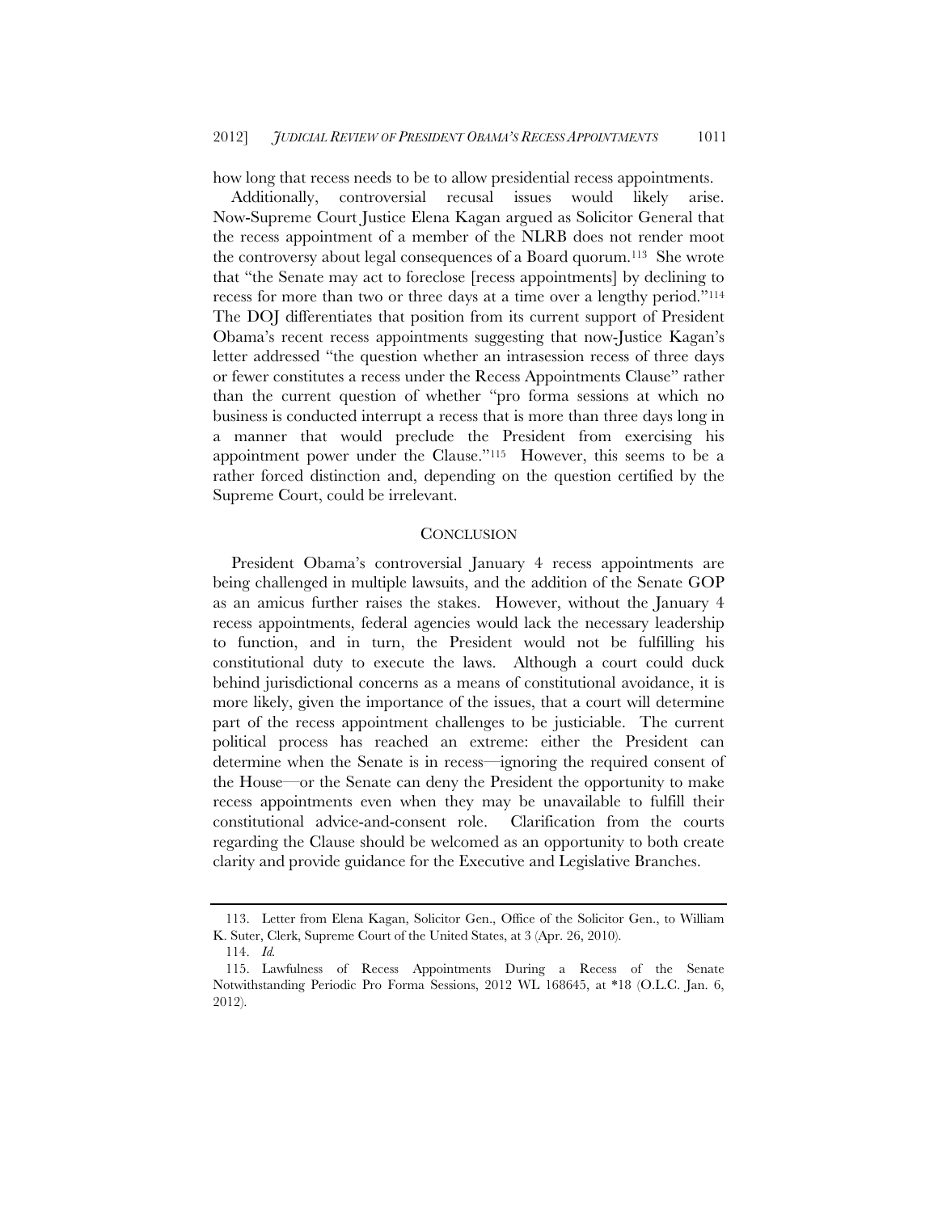how long that recess needs to be to allow presidential recess appointments.

Additionally, controversial recusal issues would likely arise. Now-Supreme Court Justice Elena Kagan argued as Solicitor General that the recess appointment of a member of the NLRB does not render moot the controversy about legal consequences of a Board quorum.[113] She wrote that "the Senate may act to foreclose [recess appointments] by declining to recess for more than two or three days at a time over a lengthy period."[114] The DOJ differentiates that position from its current support of President Obama's recent recess appointments suggesting that now-Justice Kagan's letter addressed "the question whether an intrasession recess of three days or fewer constitutes a recess under the Recess Appointments Clause" rather than the current question of whether "pro forma sessions at which no business is conducted interrupt a recess that is more than three days long in a manner that would preclude the President from exercising his appointment power under the Clause."[115] However, this seems to be a rather forced distinction and, depending on the question certified by the Supreme Court, could be irrelevant.

## CONCLUSION

President Obama's controversial January 4 recess appointments are being challenged in multiple lawsuits, and the addition of the Senate GOP as an amicus further raises the stakes. However, without the January 4 recess appointments, federal agencies would lack the necessary leadership to function, and in turn, the President would not be fulfilling his constitutional duty to execute the laws. Although a court could duck behind jurisdictional concerns as a means of constitutional avoidance, it is more likely, given the importance of the issues, that a court will determine part of the recess appointment challenges to be justiciable. The current political process has reached an extreme: either the President can determine when the Senate is in recess—ignoring the required consent of the House—or the Senate can deny the President the opportunity to make recess appointments even when they may be unavailable to fulfill their constitutional advice-and-consent role. Clarification from the courts regarding the Clause should be welcomed as an opportunity to both create clarity and provide guidance for the Executive and Legislative Branches.

---

113. Letter from Elena Kagan, Solicitor Gen., Office of the Solicitor Gen., to William K. Suter, Clerk, Supreme Court of the United States, at 3 (Apr. 26, 2010).

114. *Id.*

115. Lawfulness of Recess Appointments During a Recess of the Senate Notwithstanding Periodic Pro Forma Sessions, 2012 WL 168645, at *18 (O.L.C. Jan. 6, 2012).